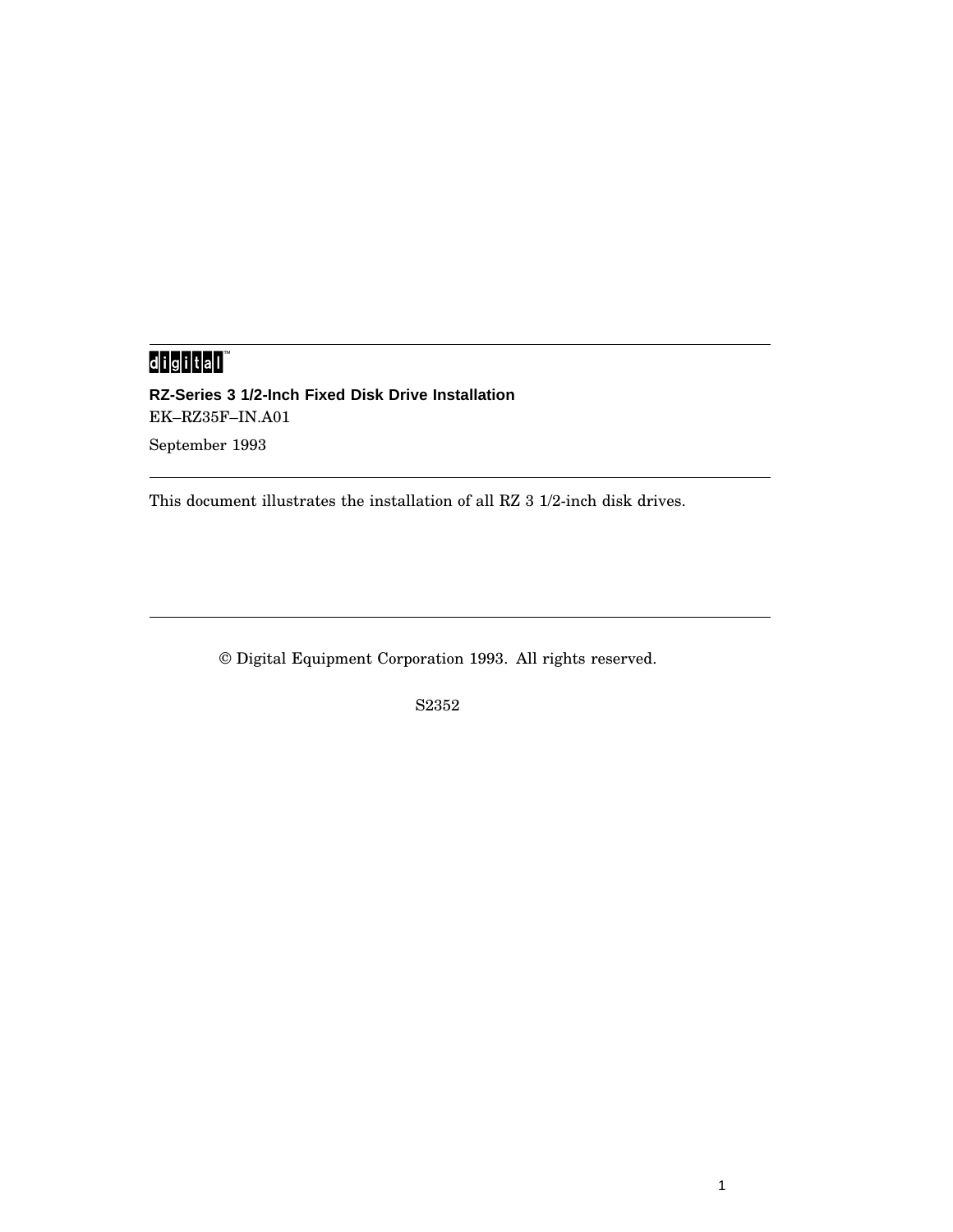digital™

# RZ-Series 3 1/2-Inch Fixed Disk Drive Installation

EK–RZ35F–IN.A01

September 1993

This document illustrates the installation of all RZ 3 1/2-inch disk drives.

© Digital Equipment Corporation 1993. All rights reserved.

S2352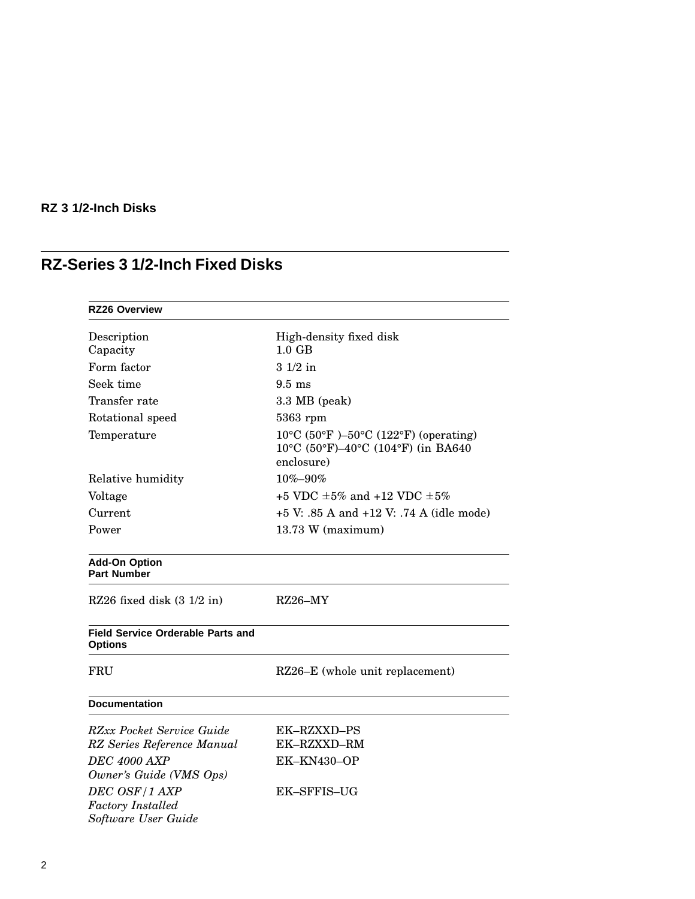RZ 3 1/2-Inch Disks

## RZ-Series 3 1/2-Inch Fixed Disks

| RZ26 Overview | |
|---|---|
| Description | High-density fixed disk |
| Capacity | 1.0 GB |
| Form factor | 3 1/2 in |
| Seek time | 9.5 ms |
| Transfer rate | 3.3 MB (peak) |
| Rotational speed | 5363 rpm |
| Temperature | 10°C (50°F )–50°C (122°F) (operating)<br>10°C (50°F)–40°C (104°F) (in BA640 enclosure) |
| Relative humidity | 10%–90% |
| Voltage | +5 VDC ±5% and +12 VDC ±5% |
| Current | +5 V: .85 A and +12 V: .74 A (idle mode) |
| Power | 13.73 W (maximum) |

| Add-On Option<br>Part Number | |
|---|---|
| RZ26 fixed disk (3 1/2 in) | RZ26–MY |

| Field Service Orderable Parts and Options | |
|---|---|
| FRU | RZ26–E (whole unit replacement) |

| Documentation | |
|---|---|
| *RZxx Pocket Service Guide* | EK–RZXXD–PS |
| *RZ Series Reference Manual* | EK–RZXXD–RM |
| *DEC 4000 AXP Owner's Guide (VMS Ops)* | EK–KN430–OP |
| *DEC OSF/1 AXP Factory Installed Software User Guide* | EK–SFFIS–UG |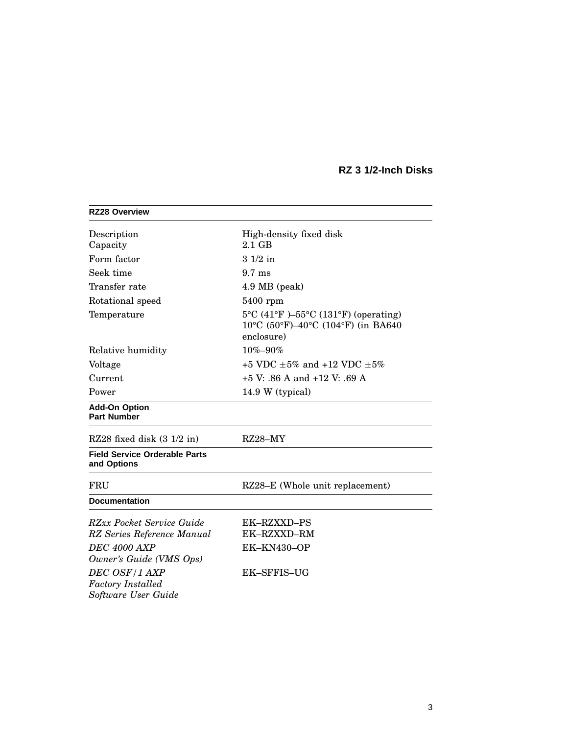## RZ 3 1/2-Inch Disks

| RZ28 Overview | |
|---|---|
| Description | High-density fixed disk |
| Capacity | 2.1 GB |
| Form factor | 3 1/2 in |
| Seek time | 9.7 ms |
| Transfer rate | 4.9 MB (peak) |
| Rotational speed | 5400 rpm |
| Temperature | 5°C (41°F )–55°C (131°F) (operating) 10°C (50°F)–40°C (104°F) (in BA640 enclosure) |
| Relative humidity | 10%–90% |
| Voltage | +5 VDC ±5% and +12 VDC ±5% |
| Current | +5 V: .86 A and +12 V: .69 A |
| Power | 14.9 W (typical) |

| Add-On Option Part Number | |
|---|---|
| RZ28 fixed disk (3 1/2 in) | RZ28–MY |

| Field Service Orderable Parts and Options | |
|---|---|
| FRU | RZ28–E (Whole unit replacement) |

| Documentation | |
|---|---|
| *RZxx Pocket Service Guide* | EK–RZXXD–PS |
| *RZ Series Reference Manual* | EK–RZXXD–RM |
| *DEC 4000 AXP Owner's Guide (VMS Ops)* | EK–KN430–OP |
| *DEC OSF/1 AXP Factory Installed Software User Guide* | EK–SFFIS–UG |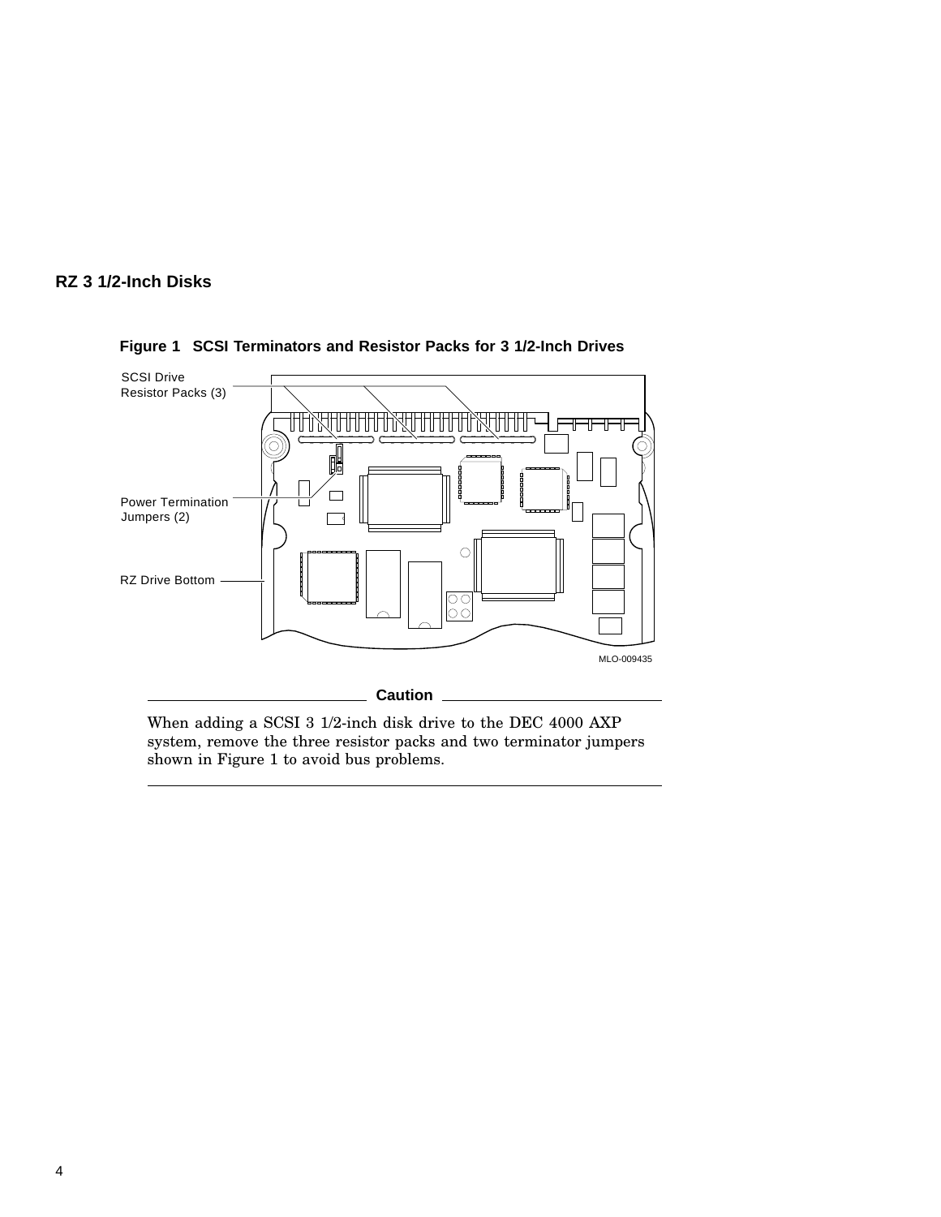## RZ 3 1/2-Inch Disks

**Figure 1 SCSI Terminators and Resistor Packs for 3 1/2-Inch Drives**

SCSI Drive Resistor Packs (3)

Power Termination Jumpers (2)

RZ Drive Bottom

MLO-009435

**Caution**

When adding a SCSI 3 1/2-inch disk drive to the DEC 4000 AXP system, remove the three resistor packs and two terminator jumpers shown in Figure 1 to avoid bus problems.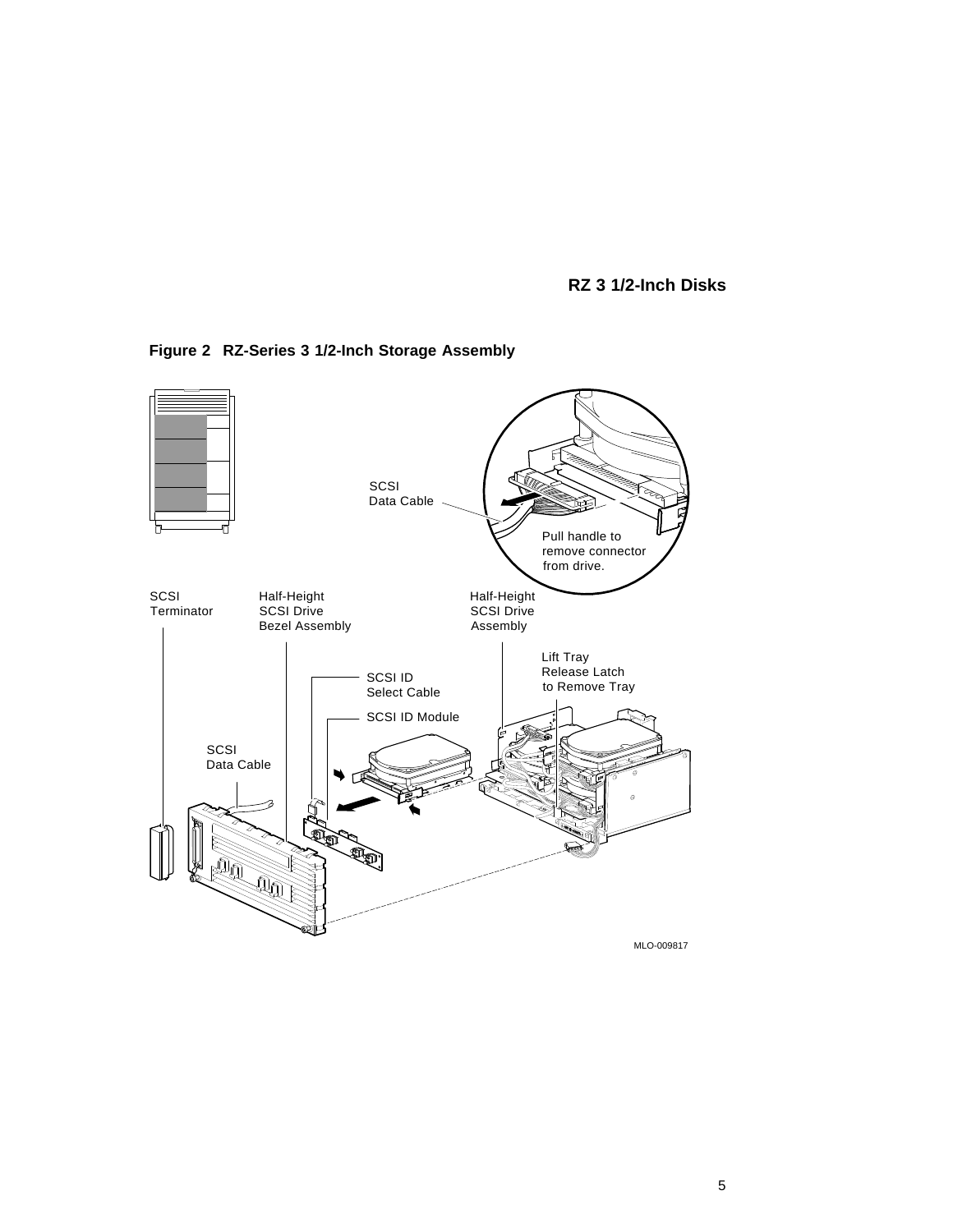**Figure 2 RZ-Series 3 1/2-Inch Storage Assembly**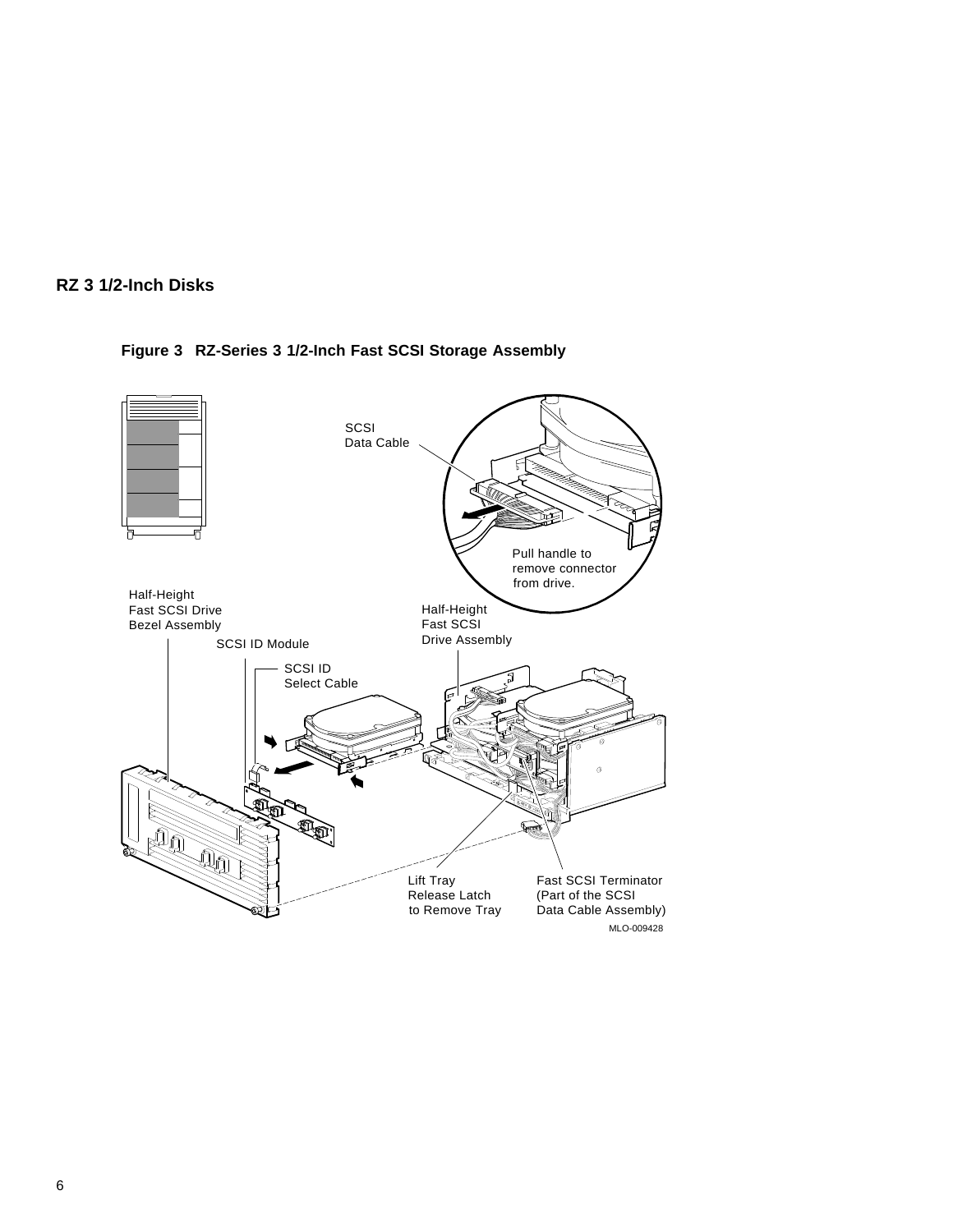## RZ 3 1/2-Inch Disks

**Figure 3 RZ-Series 3 1/2-Inch Fast SCSI Storage Assembly**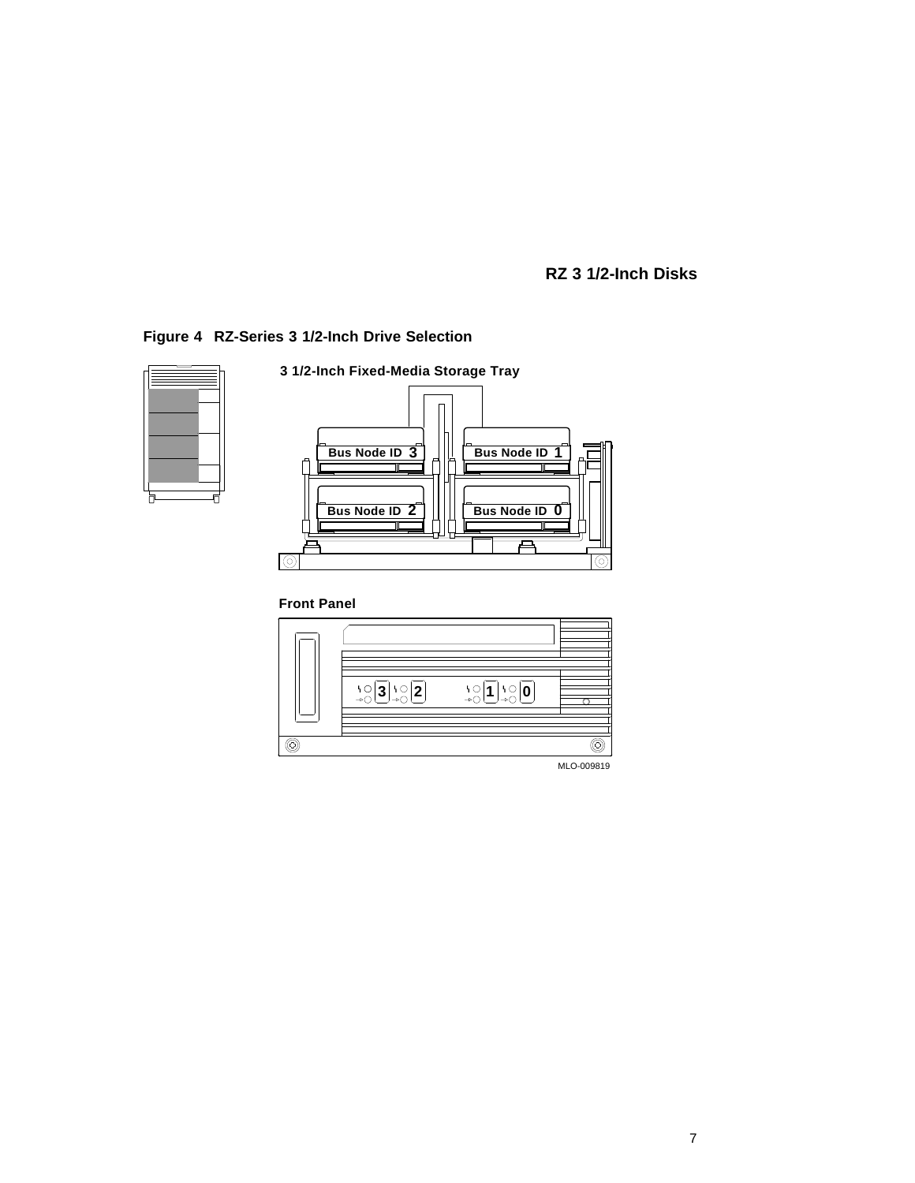**Figure 4 RZ-Series 3 1/2-Inch Drive Selection**

3 1/2-Inch Fixed-Media Storage Tray

Bus Node ID 3
Bus Node ID 1
Bus Node ID 2
Bus Node ID 0

Front Panel

3 2 1 0

MLO-009819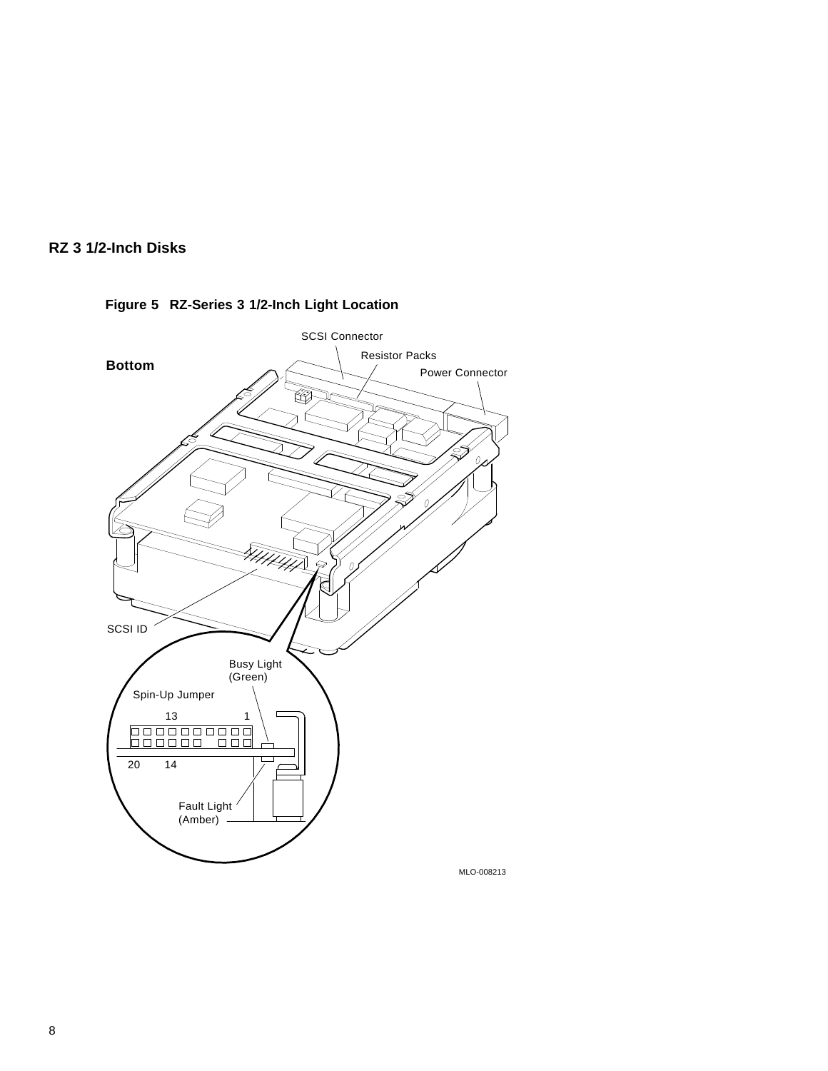## RZ 3 1/2-Inch Disks

**Figure 5 RZ-Series 3 1/2-Inch Light Location**

**Bottom**

SCSI Connector

Resistor Packs

Power Connector

SCSI ID

Busy Light (Green)

Spin-Up Jumper

13 1

20 14

Fault Light (Amber)

MLO-008213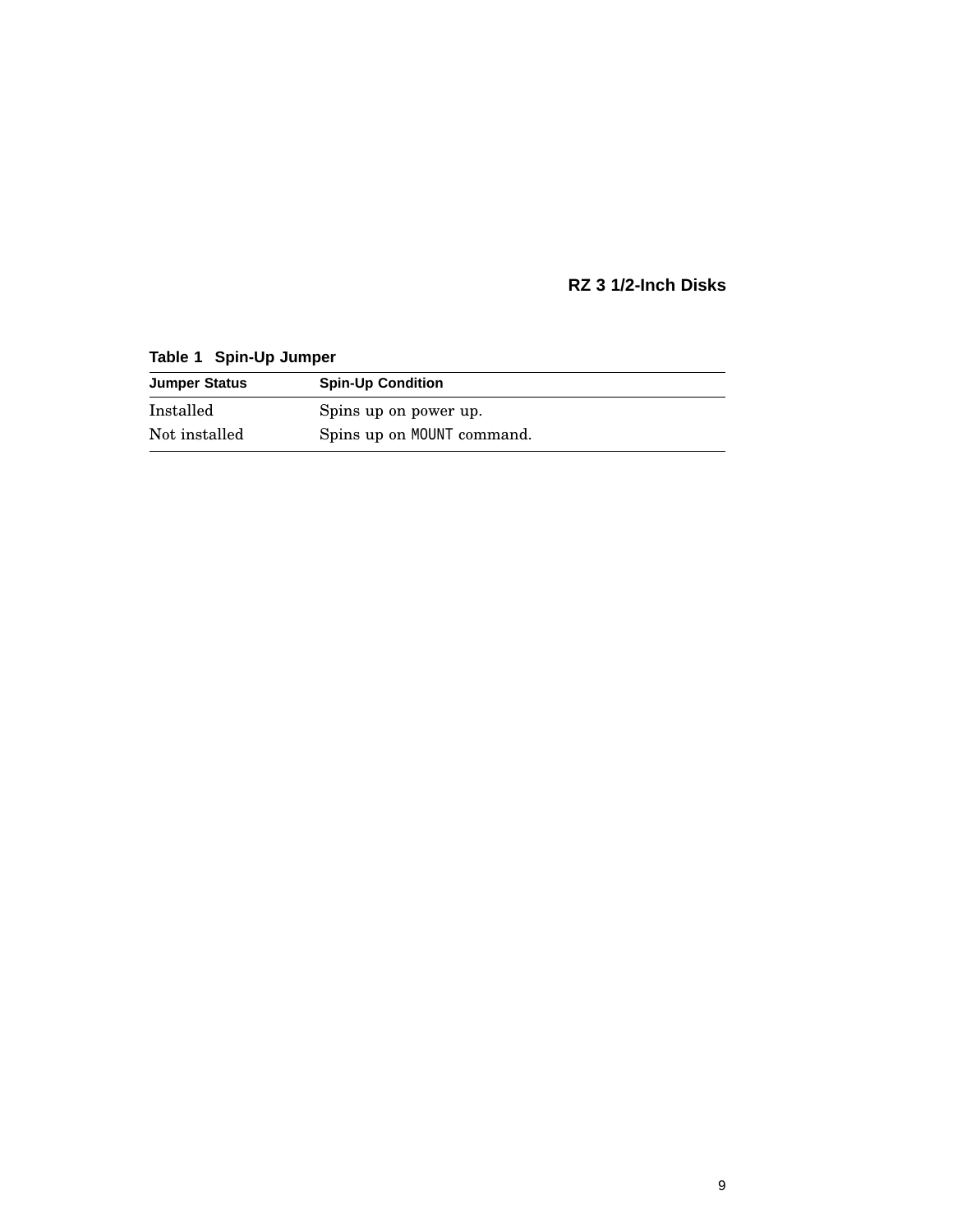**Table 1 Spin-Up Jumper**

| Jumper Status | Spin-Up Condition |
| --- | --- |
| Installed | Spins up on power up. |
| Not installed | Spins up on `MOUNT` command. |